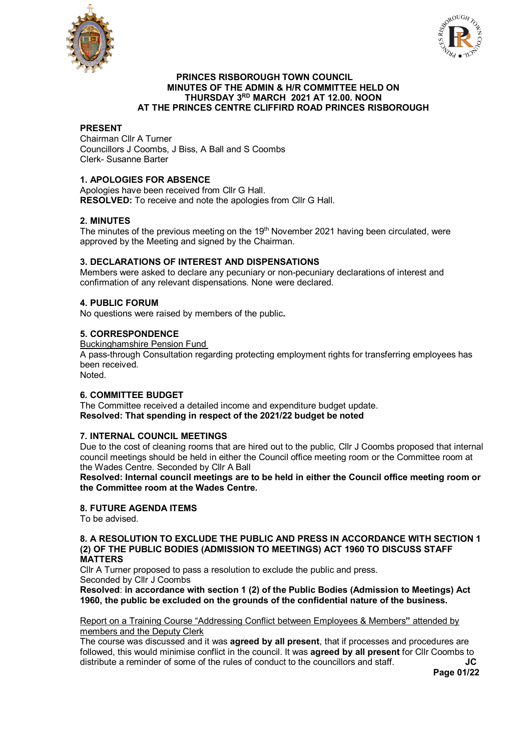**PRINCES RISBOROUGH TOWN COUNCIL**
**MINUTES OF THE ADMIN & H/R COMMITTEE HELD ON**
**THURSDAY 3[RD] MARCH 2021 AT 12.00. NOON**
**AT THE PRINCES CENTRE CLIFFIRD ROAD PRINCES RISBOROUGH**

## PRESENT

Chairman Cllr A Turner
Councillors J Coombs, J Biss, A Ball and S Coombs
Clerk- Susanne Barter

## 1. APOLOGIES FOR ABSENCE

Apologies have been received from Cllr G Hall.
**RESOLVED:** To receive and note the apologies from Cllr G Hall.

## 2. MINUTES

The minutes of the previous meeting on the 19[th] November 2021 having been circulated, were approved by the Meeting and signed by the Chairman.

## 3. DECLARATIONS OF INTEREST AND DISPENSATIONS

Members were asked to declare any pecuniary or non-pecuniary declarations of interest and confirmation of any relevant dispensations. None were declared.

## 4. PUBLIC FORUM

No questions were raised by members of the public**.**

## 5. CORRESPONDENCE

<u>Buckinghamshire Pension Fund</u>
A pass-through Consultation regarding protecting employment rights for transferring employees has been received.
Noted.

## 6. COMMITTEE BUDGET

The Committee received a detailed income and expenditure budget update.
**Resolved: That spending in respect of the 2021/22 budget be noted**

## 7. INTERNAL COUNCIL MEETINGS

Due to the cost of cleaning rooms that are hired out to the public, Cllr J Coombs proposed that internal council meetings should be held in either the Council office meeting room or the Committee room at the Wades Centre. Seconded by Cllr A Ball

**Resolved: Internal council meetings are to be held in either the Council office meeting room or the Committee room at the Wades Centre.**

## 8. FUTURE AGENDA ITEMS

To be advised.

## 8. A RESOLUTION TO EXCLUDE THE PUBLIC AND PRESS IN ACCORDANCE WITH SECTION 1 (2) OF THE PUBLIC BODIES (ADMISSION TO MEETINGS) ACT 1960 TO DISCUSS STAFF MATTERS

Cllr A Turner proposed to pass a resolution to exclude the public and press.
Seconded by Cllr J Coombs

**Resolved**: **in accordance with section 1 (2) of the Public Bodies (Admission to Meetings) Act 1960, the public be excluded on the grounds of the confidential nature of the business.**

<u>Report on a Training Course "Addressing Conflict between Employees & Members**"** attended by members and the Deputy Clerk</u>

The course was discussed and it was **agreed by all present**, that if processes and procedures are followed, this would minimise conflict in the council. It was **agreed by all present** for Cllr Coombs to distribute a reminder of some of the rules of conduct to the councillors and staff. **JC**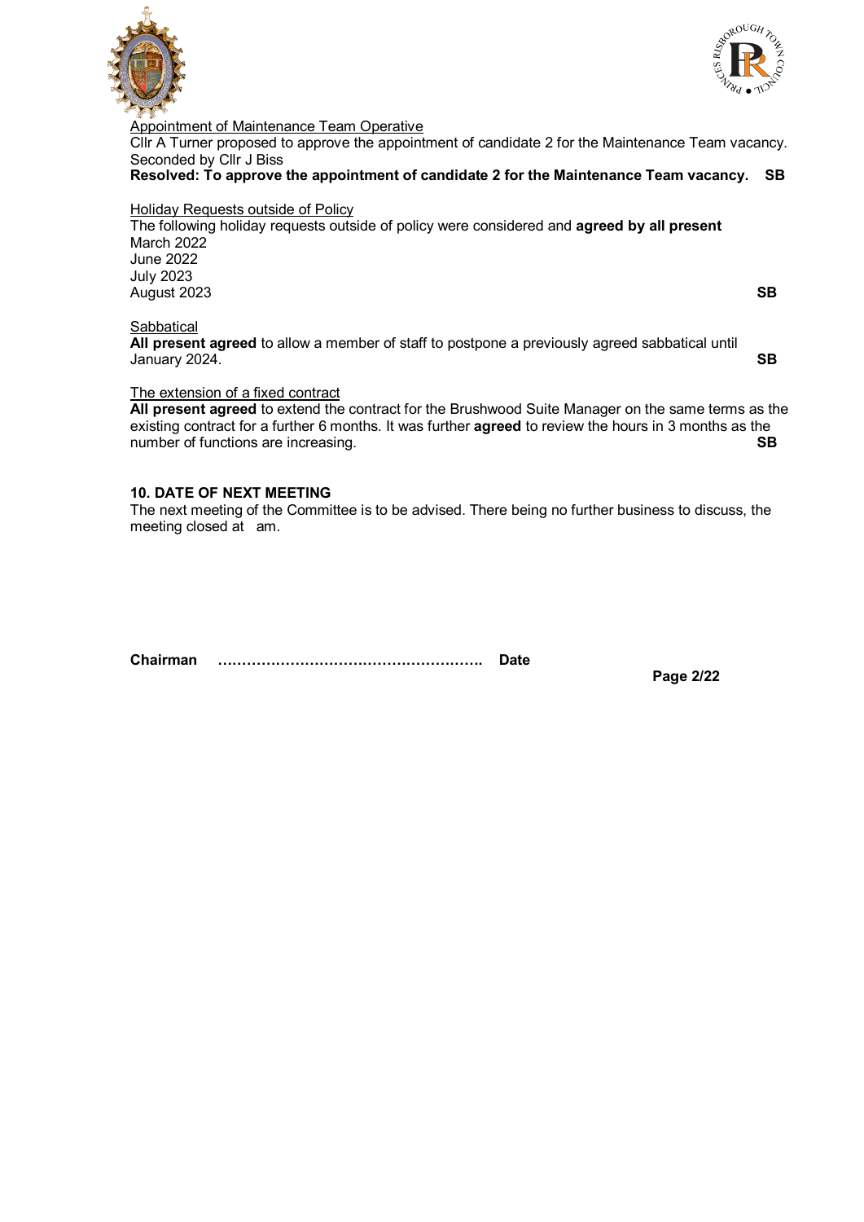<u>Appointment of Maintenance Team Operative</u>
Cllr A Turner proposed to approve the appointment of candidate 2 for the Maintenance Team vacancy. Seconded by Cllr J Biss
**Resolved: To approve the appointment of candidate 2 for the Maintenance Team vacancy. SB**

<u>Holiday Requests outside of Policy</u>
The following holiday requests outside of policy were considered and **agreed by all present**
March 2022
June 2022
July 2023
August 2023 **SB**

<u>Sabbatical</u>
**All present agreed** to allow a member of staff to postpone a previously agreed sabbatical until January 2024. **SB**

<u>The extension of a fixed contract</u>
**All present agreed** to extend the contract for the Brushwood Suite Manager on the same terms as the existing contract for a further 6 months. It was further **agreed** to review the hours in 3 months as the number of functions are increasing. **SB**

**10. DATE OF NEXT MEETING**
The next meeting of the Committee is to be advised. There being no further business to discuss, the meeting closed at am.

**Chairman** ………………………………………………. **Date**